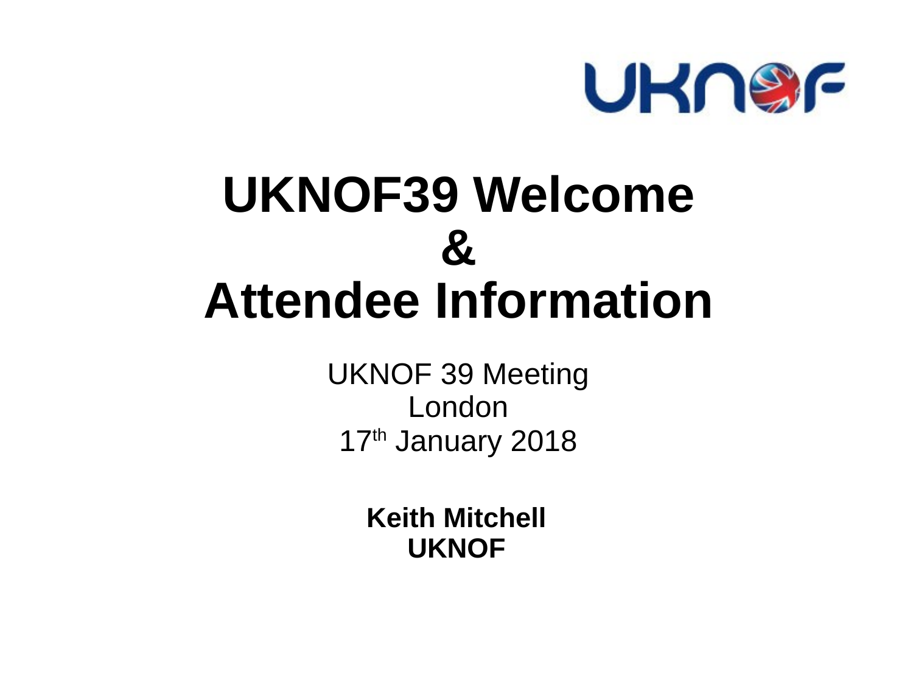# UKNOF39 Welcome & Attendee Information

UKNOF 39 Meeting
London
17th January 2018

**Keith Mitchell**
**UKNOF**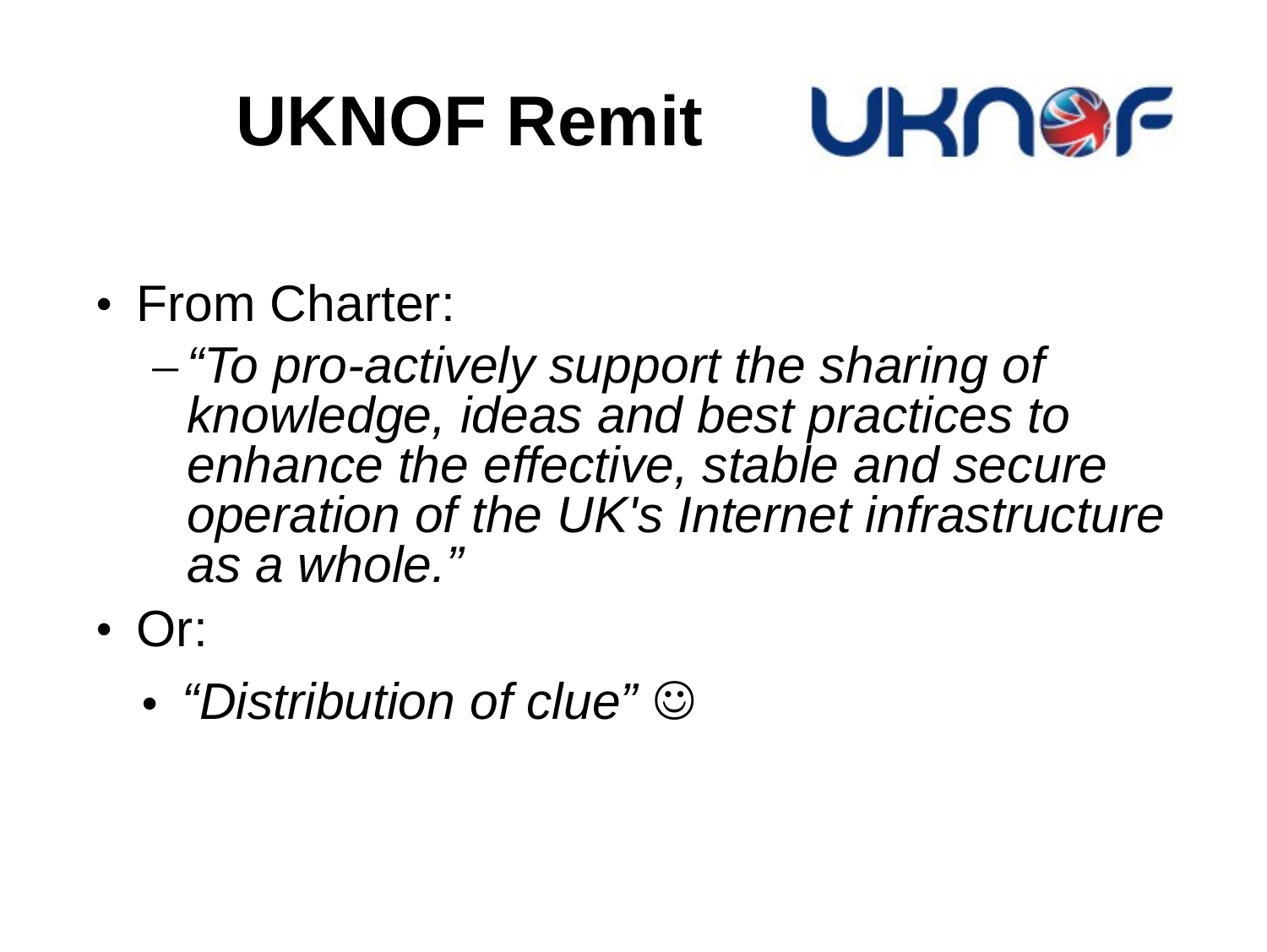# UKNOF Remit

- From Charter:
  - *“To pro-actively support the sharing of knowledge, ideas and best practices to enhance the effective, stable and secure operation of the UK's Internet infrastructure as a whole.”*
- Or:
  - *“Distribution of clue”* ☺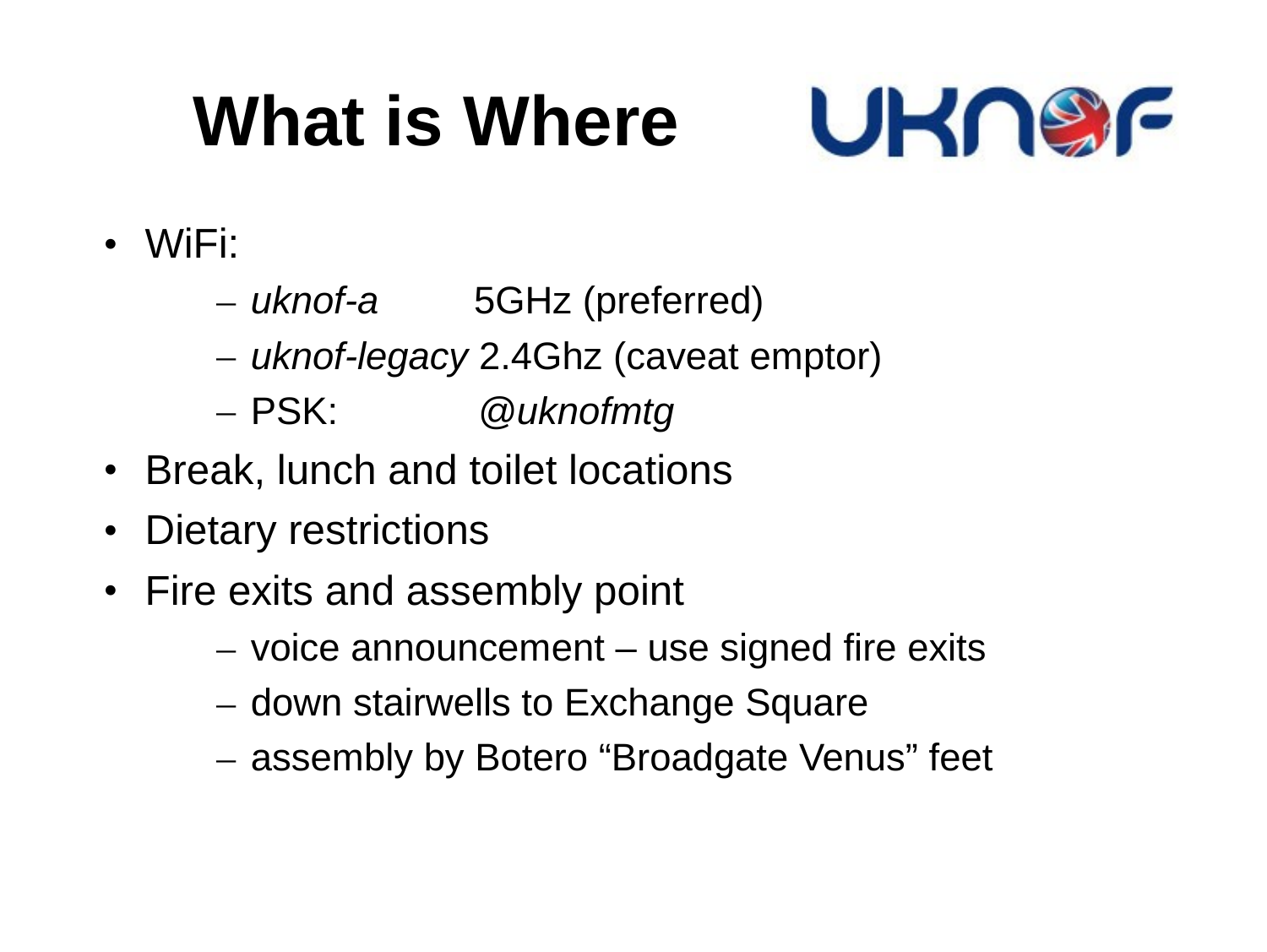# What is Where

- WiFi:
  - *uknof-a* 5GHz (preferred)
  - *uknof-legacy* 2.4Ghz (caveat emptor)
  - PSK: *@uknofmtg*
- Break, lunch and toilet locations
- Dietary restrictions
- Fire exits and assembly point
  - voice announcement – use signed fire exits
  - down stairwells to Exchange Square
  - assembly by Botero “Broadgate Venus” feet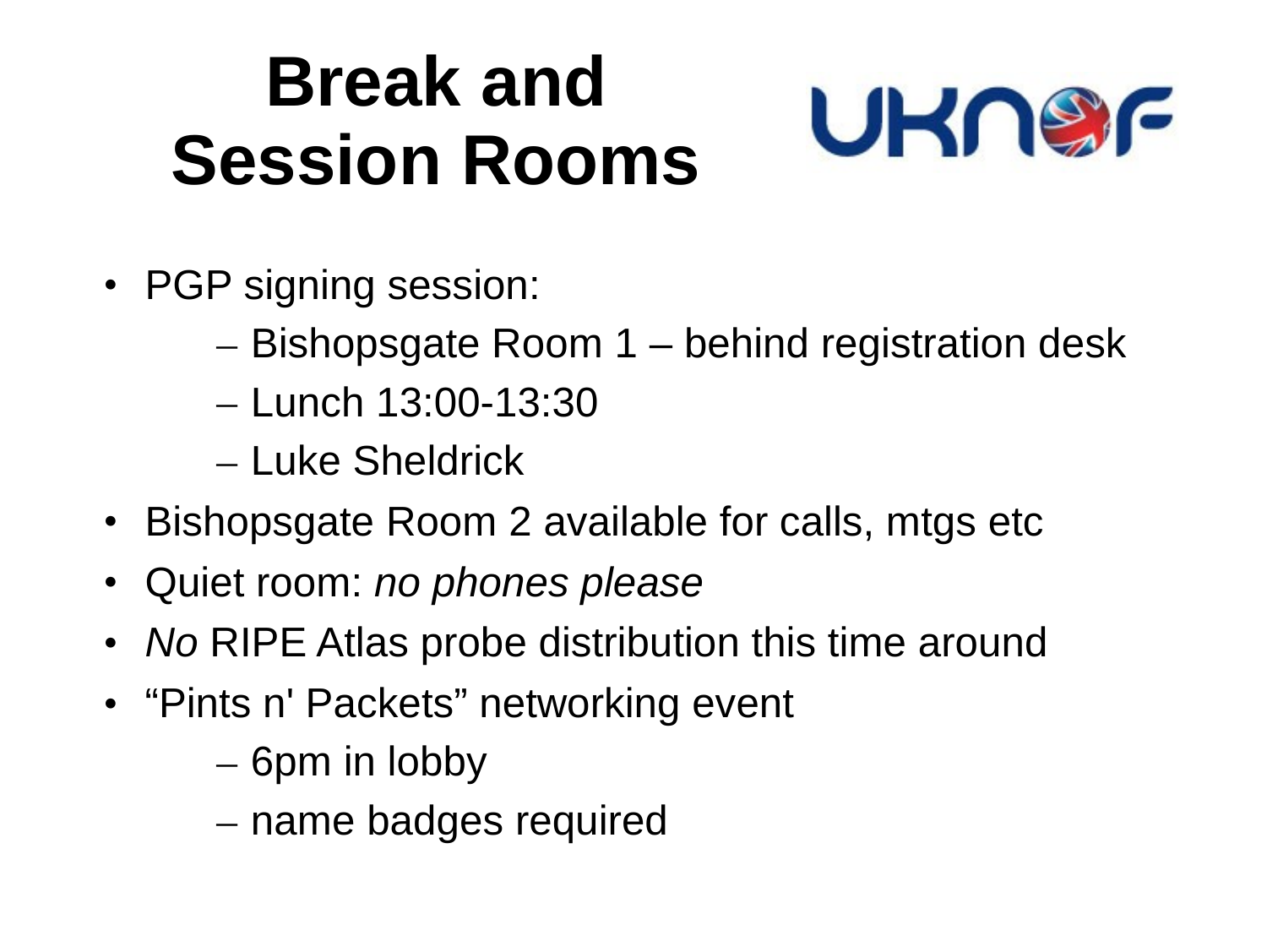# Break and Session Rooms

- PGP signing session:
  - Bishopsgate Room 1 – behind registration desk
  - Lunch 13:00-13:30
  - Luke Sheldrick
- Bishopsgate Room 2 available for calls, mtgs etc
- Quiet room: *no phones please*
- *No* RIPE Atlas probe distribution this time around
- "Pints n' Packets" networking event
  - 6pm in lobby
  - name badges required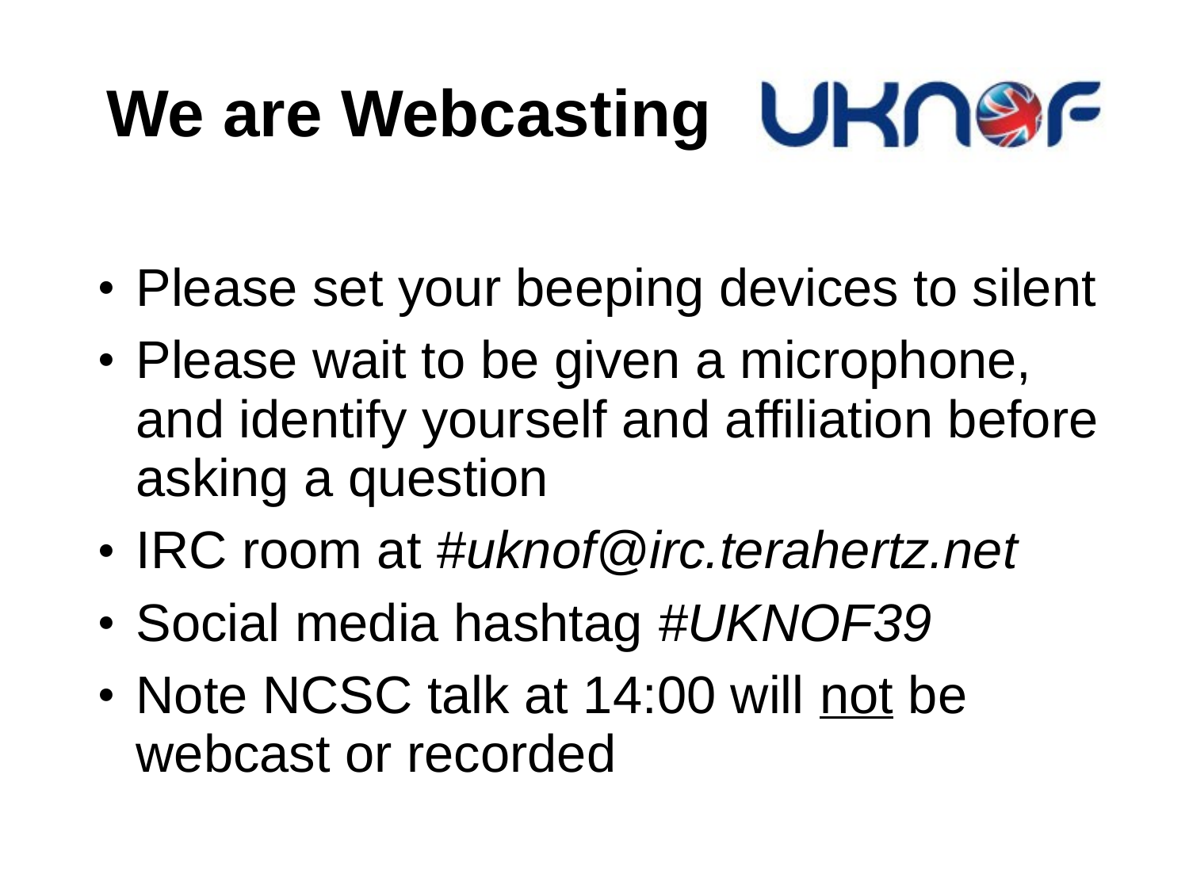# We are Webcasting

- Please set your beeping devices to silent
- Please wait to be given a microphone, and identify yourself and affiliation before asking a question
- IRC room at *#uknof@irc.terahertz.net*
- Social media hashtag *#UKNOF39*
- Note NCSC talk at 14:00 will <u>not</u> be webcast or recorded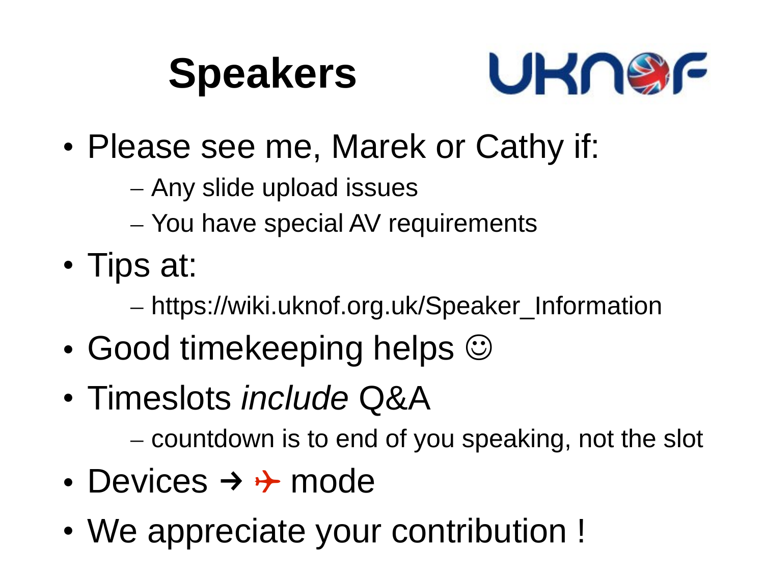# Speakers

UKNOF

- Please see me, Marek or Cathy if:
  - Any slide upload issues
  - You have special AV requirements
- Tips at:
  - https://wiki.uknof.org.uk/Speaker_Information
- Good timekeeping helps ☺
- Timeslots *include* Q&A
  - countdown is to end of you speaking, not the slot
- Devices → ✈ mode
- We appreciate your contribution !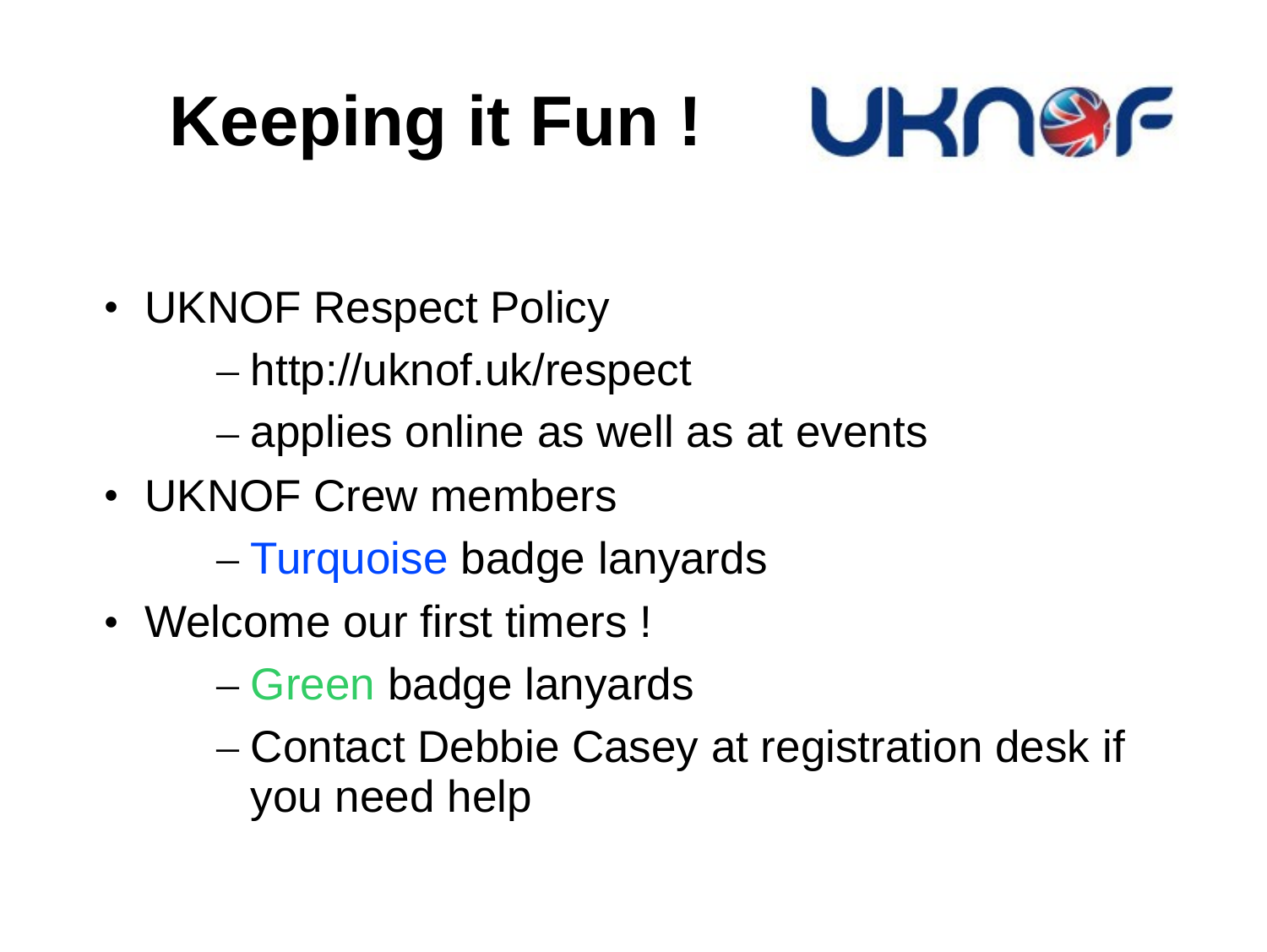# Keeping it Fun !

- UKNOF Respect Policy
  - http://uknof.uk/respect
  - applies online as well as at events
- UKNOF Crew members
  - Turquoise badge lanyards
- Welcome our first timers !
  - Green badge lanyards
  - Contact Debbie Casey at registration desk if you need help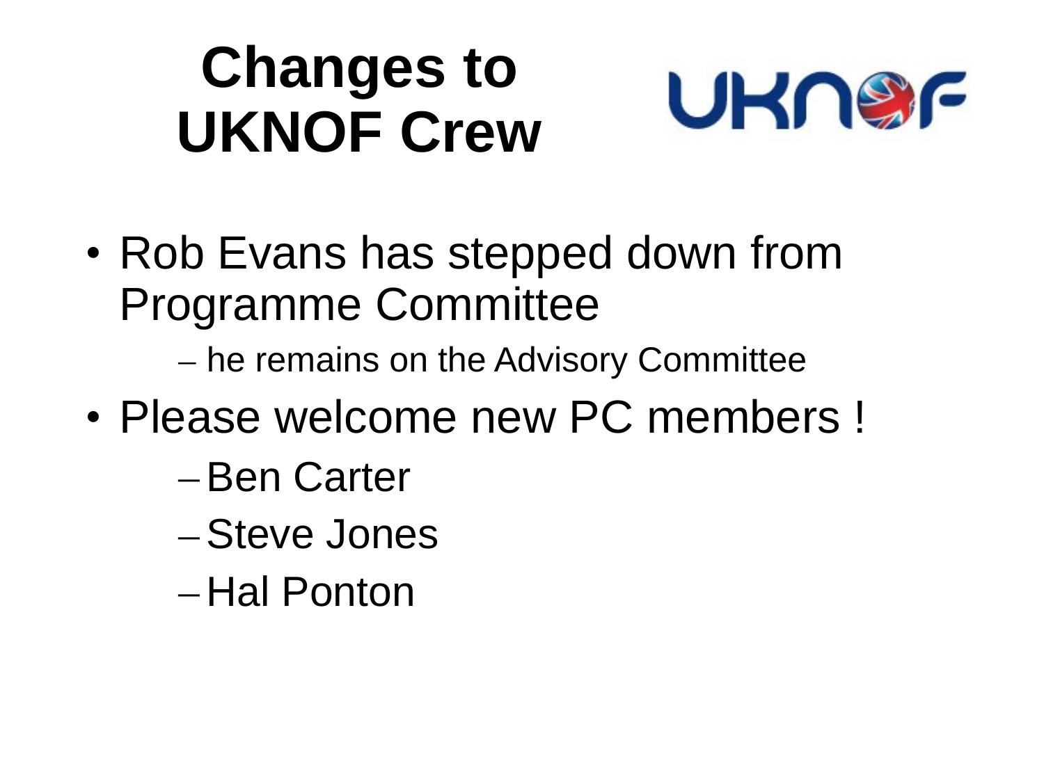# Changes to UKNOF Crew

- Rob Evans has stepped down from Programme Committee
  - he remains on the Advisory Committee
- Please welcome new PC members !
  - Ben Carter
  - Steve Jones
  - Hal Ponton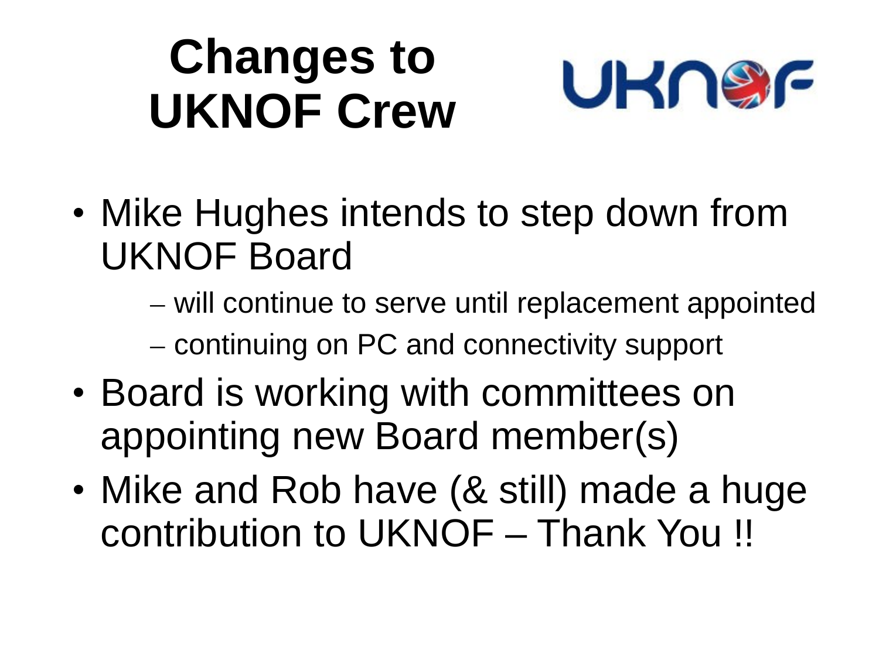# Changes to UKNOF Crew

- Mike Hughes intends to step down from UKNOF Board
  - will continue to serve until replacement appointed
  - continuing on PC and connectivity support
- Board is working with committees on appointing new Board member(s)
- Mike and Rob have (& still) made a huge contribution to UKNOF – Thank You !!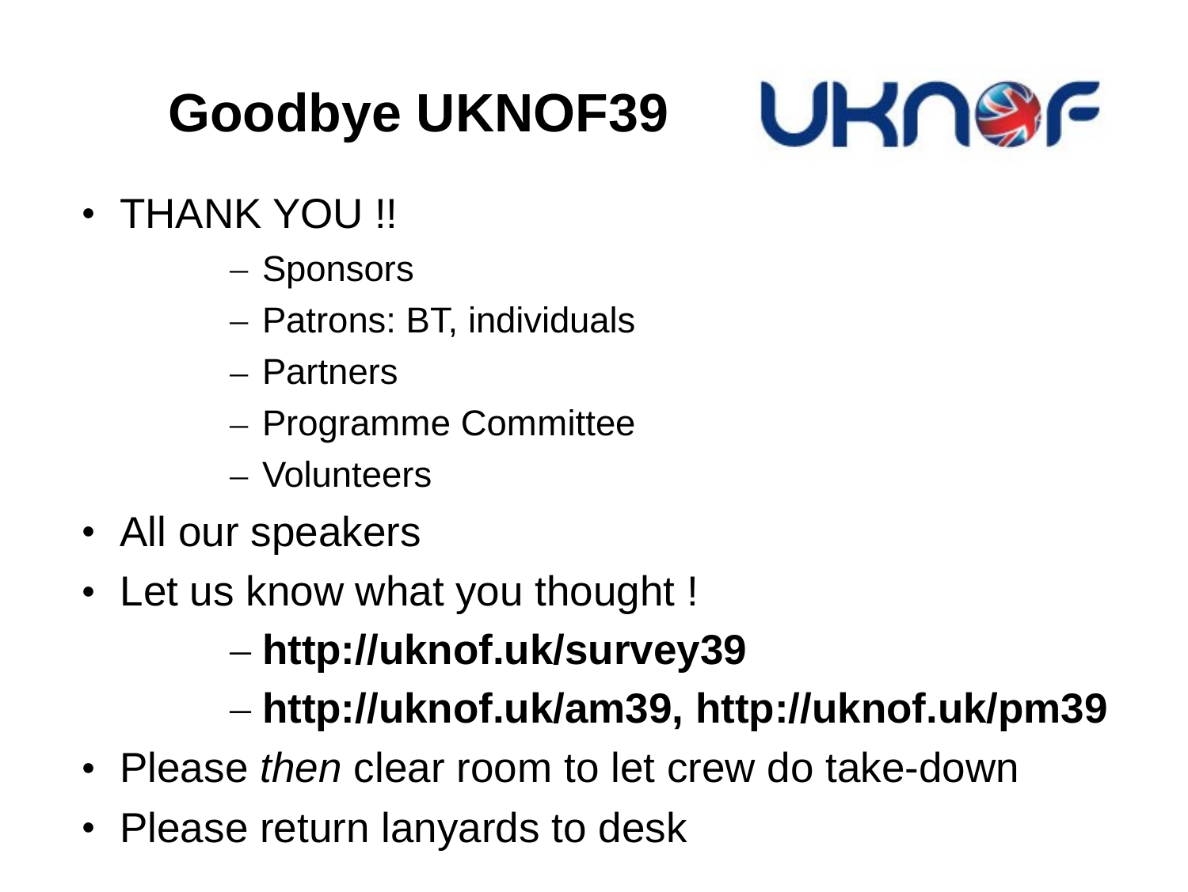# Goodbye UKNOF39

- THANK YOU !!
  - Sponsors
  - Patrons: BT, individuals
  - Partners
  - Programme Committee
  - Volunteers
- All our speakers
- Let us know what you thought !
  - **http://uknof.uk/survey39**
  - **http://uknof.uk/am39, http://uknof.uk/pm39**
- Please *then* clear room to let crew do take-down
- Please return lanyards to desk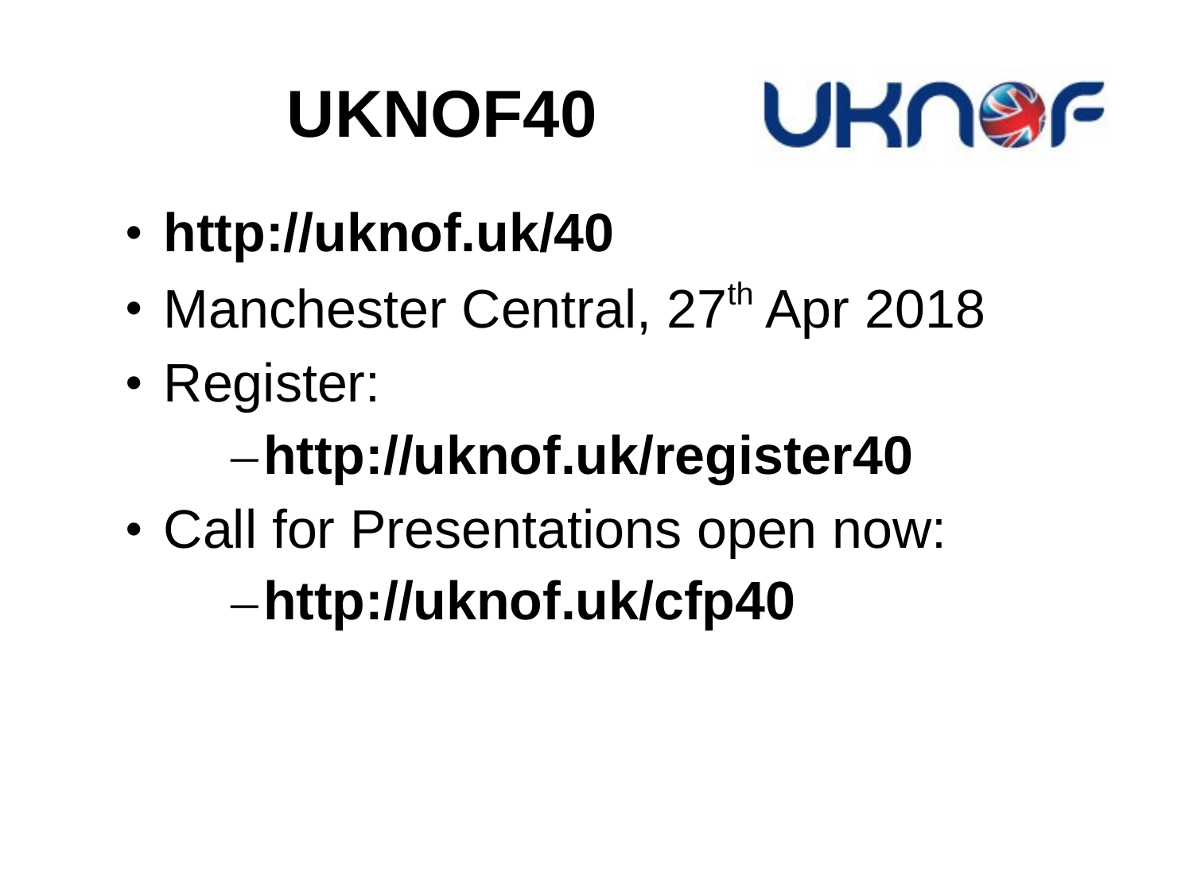# UKNOF40

- **http://uknof.uk/40**
- Manchester Central, 27th Apr 2018
- Register:
  - **http://uknof.uk/register40**
- Call for Presentations open now:
  - **http://uknof.uk/cfp40**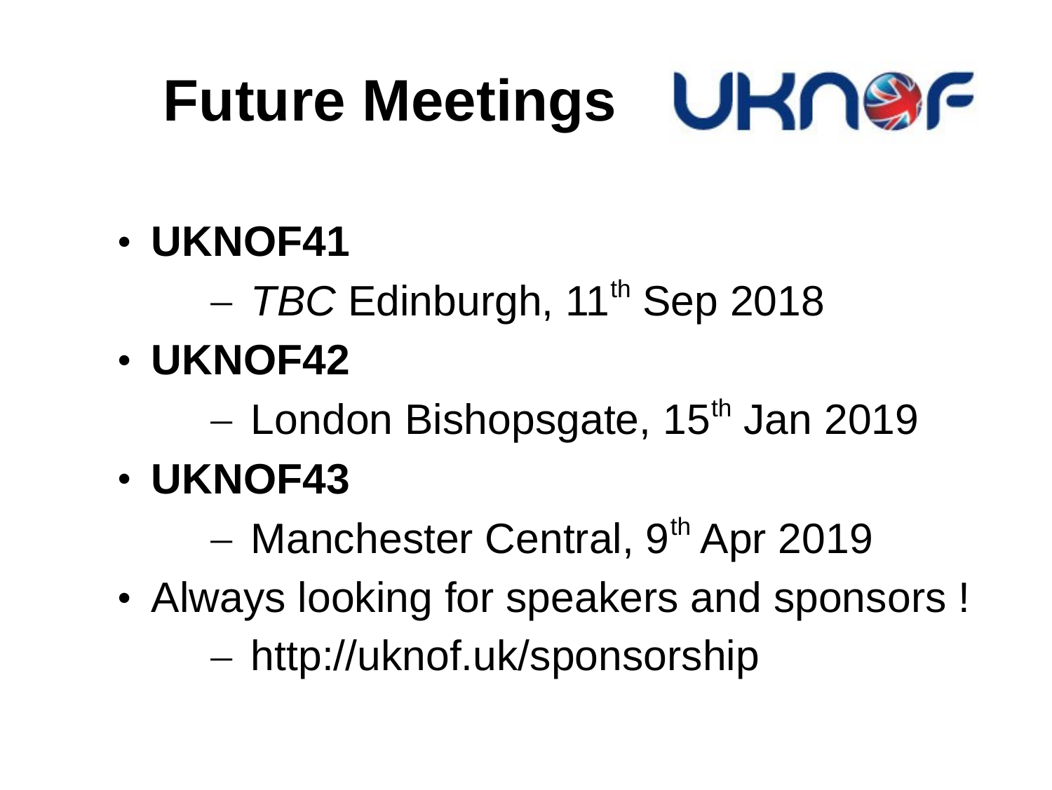# Future Meetings

- **UKNOF41**
  - *TBC* Edinburgh, 11th Sep 2018
- **UKNOF42**
  - London Bishopsgate, 15th Jan 2019
- **UKNOF43**
  - Manchester Central, 9th Apr 2019
- Always looking for speakers and sponsors !
  - http://uknof.uk/sponsorship